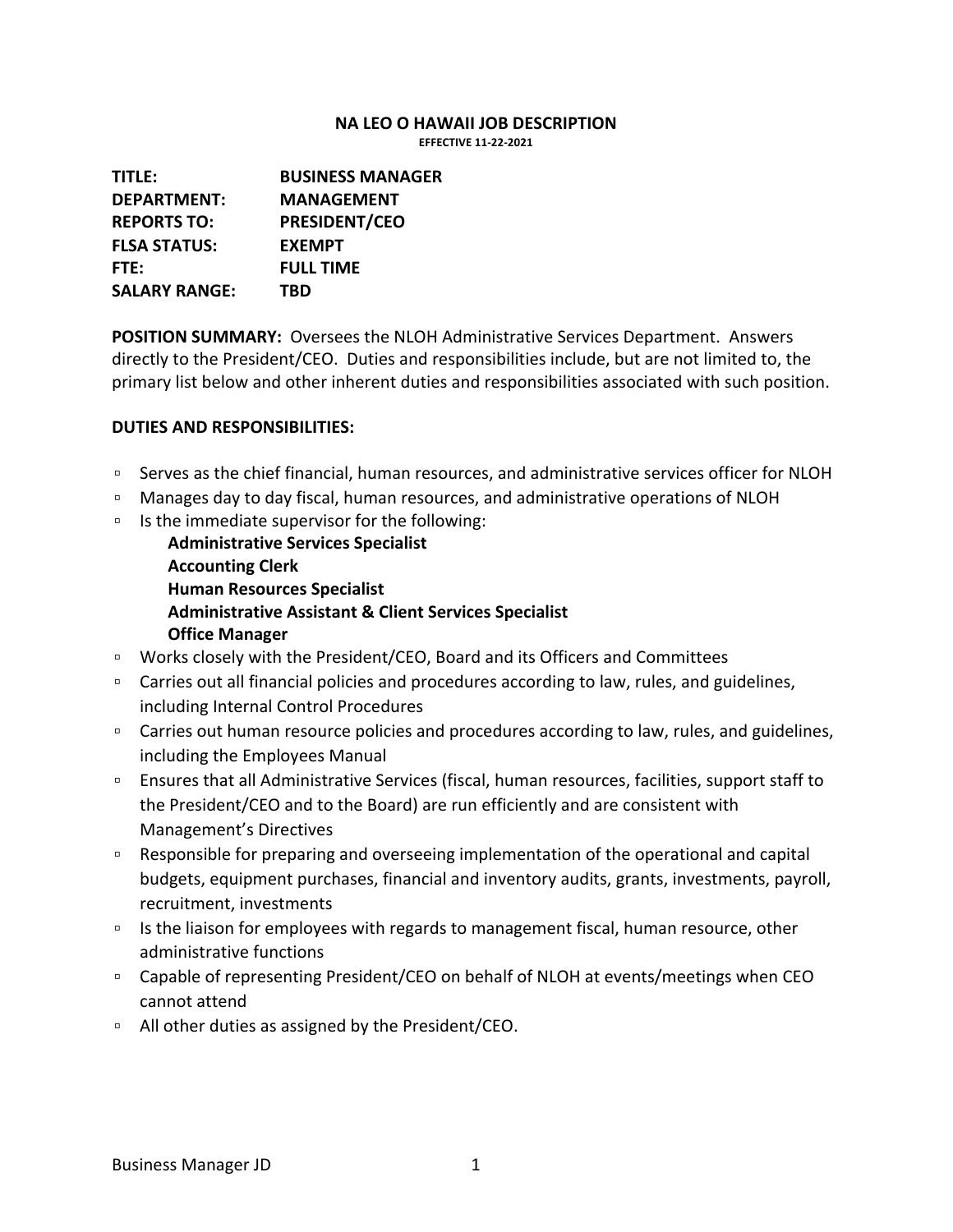# NA LEO O HAWAII JOB DESCRIPTION

**EFFECTIVE 11-22-2021**

**TITLE:** BUSINESS MANAGER
**DEPARTMENT:** MANAGEMENT
**REPORTS TO:** PRESIDENT/CEO
**FLSA STATUS:** EXEMPT
**FTE:** FULL TIME
**SALARY RANGE:** TBD

**POSITION SUMMARY:** Oversees the NLOH Administrative Services Department. Answers directly to the President/CEO. Duties and responsibilities include, but are not limited to, the primary list below and other inherent duties and responsibilities associated with such position.

**DUTIES AND RESPONSIBILITIES:**

- Serves as the chief financial, human resources, and administrative services officer for NLOH
- Manages day to day fiscal, human resources, and administrative operations of NLOH
- Is the immediate supervisor for the following:
  - **Administrative Services Specialist**
  - **Accounting Clerk**
  - **Human Resources Specialist**
  - **Administrative Assistant & Client Services Specialist**
  - **Office Manager**
- Works closely with the President/CEO, Board and its Officers and Committees
- Carries out all financial policies and procedures according to law, rules, and guidelines, including Internal Control Procedures
- Carries out human resource policies and procedures according to law, rules, and guidelines, including the Employees Manual
- Ensures that all Administrative Services (fiscal, human resources, facilities, support staff to the President/CEO and to the Board) are run efficiently and are consistent with Management's Directives
- Responsible for preparing and overseeing implementation of the operational and capital budgets, equipment purchases, financial and inventory audits, grants, investments, payroll, recruitment, investments
- Is the liaison for employees with regards to management fiscal, human resource, other administrative functions
- Capable of representing President/CEO on behalf of NLOH at events/meetings when CEO cannot attend
- All other duties as assigned by the President/CEO.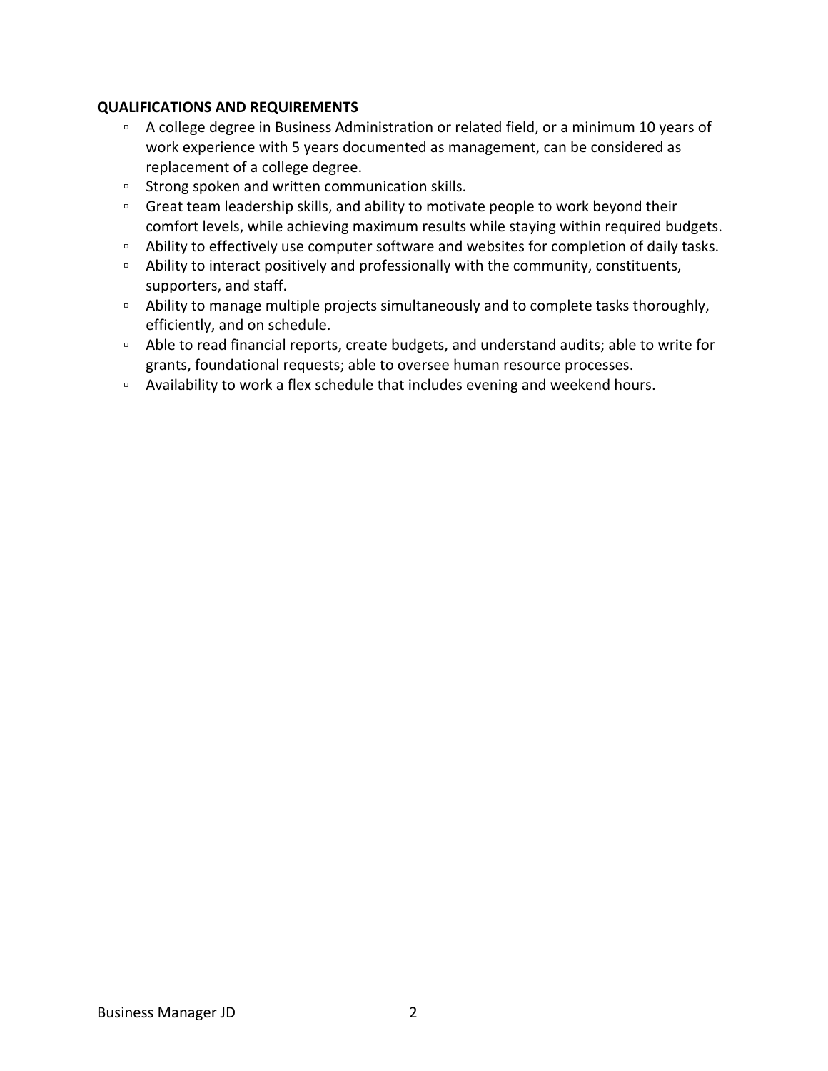**QUALIFICATIONS AND REQUIREMENTS**

- A college degree in Business Administration or related field, or a minimum 10 years of work experience with 5 years documented as management, can be considered as replacement of a college degree.
- Strong spoken and written communication skills.
- Great team leadership skills, and ability to motivate people to work beyond their comfort levels, while achieving maximum results while staying within required budgets.
- Ability to effectively use computer software and websites for completion of daily tasks.
- Ability to interact positively and professionally with the community, constituents, supporters, and staff.
- Ability to manage multiple projects simultaneously and to complete tasks thoroughly, efficiently, and on schedule.
- Able to read financial reports, create budgets, and understand audits; able to write for grants, foundational requests; able to oversee human resource processes.
- Availability to work a flex schedule that includes evening and weekend hours.